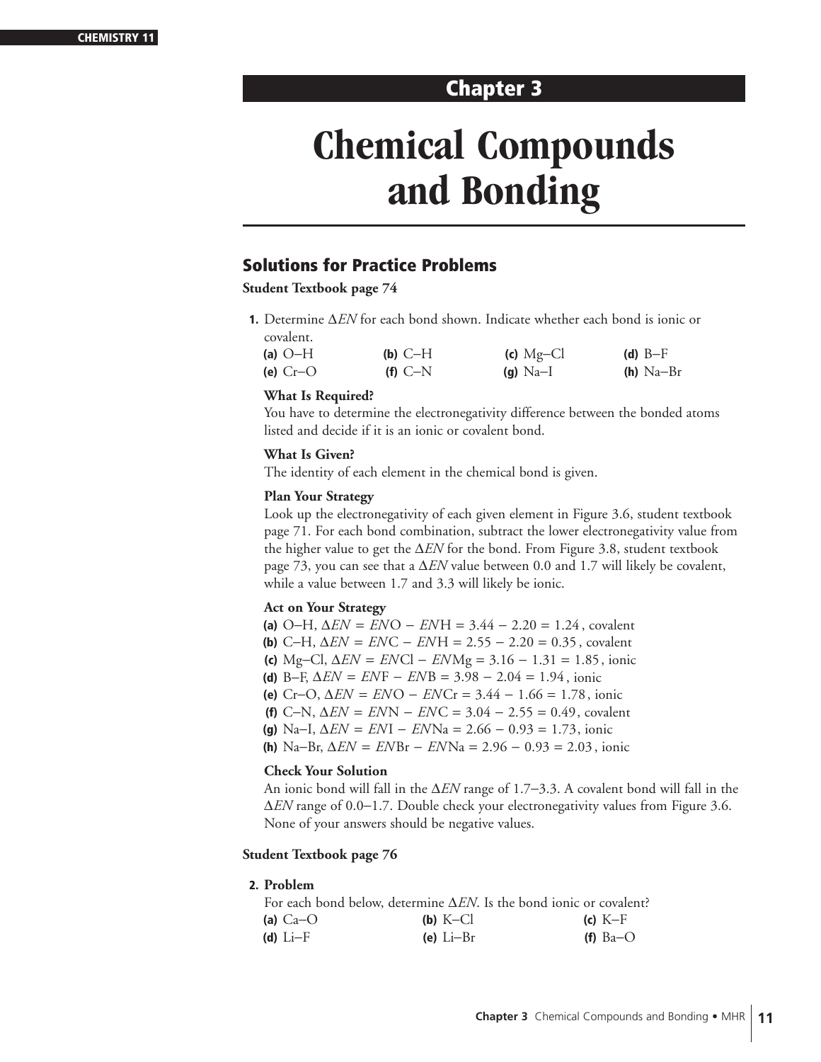# Chapter 3

# Chemical Compounds and Bonding

## Solutions for Practice Problems

**Student Textbook page 74**

**1.** Determine $\Delta EN$ for each bond shown. Indicate whether each bond is ionic or covalent.

**(a)** O–H **(b)** C–H **(c)** Mg–Cl **(d)** B–F
**(e)** Cr–O **(f)** C–N **(g)** Na–I **(h)** Na–Br

**What Is Required?**
You have to determine the electronegativity difference between the bonded atoms listed and decide if it is an ionic or covalent bond.

**What Is Given?**
The identity of each element in the chemical bond is given.

**Plan Your Strategy**
Look up the electronegativity of each given element in Figure 3.6, student textbook page 71. For each bond combination, subtract the lower electronegativity value from the higher value to get the $\Delta EN$ for the bond. From Figure 3.8, student textbook page 73, you can see that a $\Delta EN$ value between 0.0 and 1.7 will likely be covalent, while a value between 1.7 and 3.3 will likely be ionic.

**Act on Your Strategy**

**(a)** O–H, $\Delta EN = EN\text{O} - EN\text{H} = 3.44 - 2.20 = 1.24$, covalent
**(b)** C–H, $\Delta EN = EN\text{C} - EN\text{H} = 2.55 - 2.20 = 0.35$, covalent
**(c)** Mg–Cl, $\Delta EN = EN\text{Cl} - EN\text{Mg} = 3.16 - 1.31 = 1.85$, ionic
**(d)** B–F, $\Delta EN = EN\text{F} - EN\text{B} = 3.98 - 2.04 = 1.94$, ionic
**(e)** Cr–O, $\Delta EN = EN\text{O} - EN\text{Cr} = 3.44 - 1.66 = 1.78$, ionic
**(f)** C–N, $\Delta EN = EN\text{N} - EN\text{C} = 3.04 - 2.55 = 0.49$, covalent
**(g)** Na–I, $\Delta EN = EN\text{I} - EN\text{Na} = 2.66 - 0.93 = 1.73$, ionic
**(h)** Na–Br, $\Delta EN = EN\text{Br} - EN\text{Na} = 2.96 - 0.93 = 2.03$, ionic

**Check Your Solution**
An ionic bond will fall in the $\Delta EN$ range of 1.7–3.3. A covalent bond will fall in the $\Delta EN$ range of 0.0–1.7. Double check your electronegativity values from Figure 3.6. None of your answers should be negative values.

**Student Textbook page 76**

**2. Problem**
For each bond below, determine $\Delta EN$. Is the bond ionic or covalent?

**(a)** Ca–O **(b)** K–Cl **(c)** K–F
**(d)** Li–F **(e)** Li–Br **(f)** Ba–O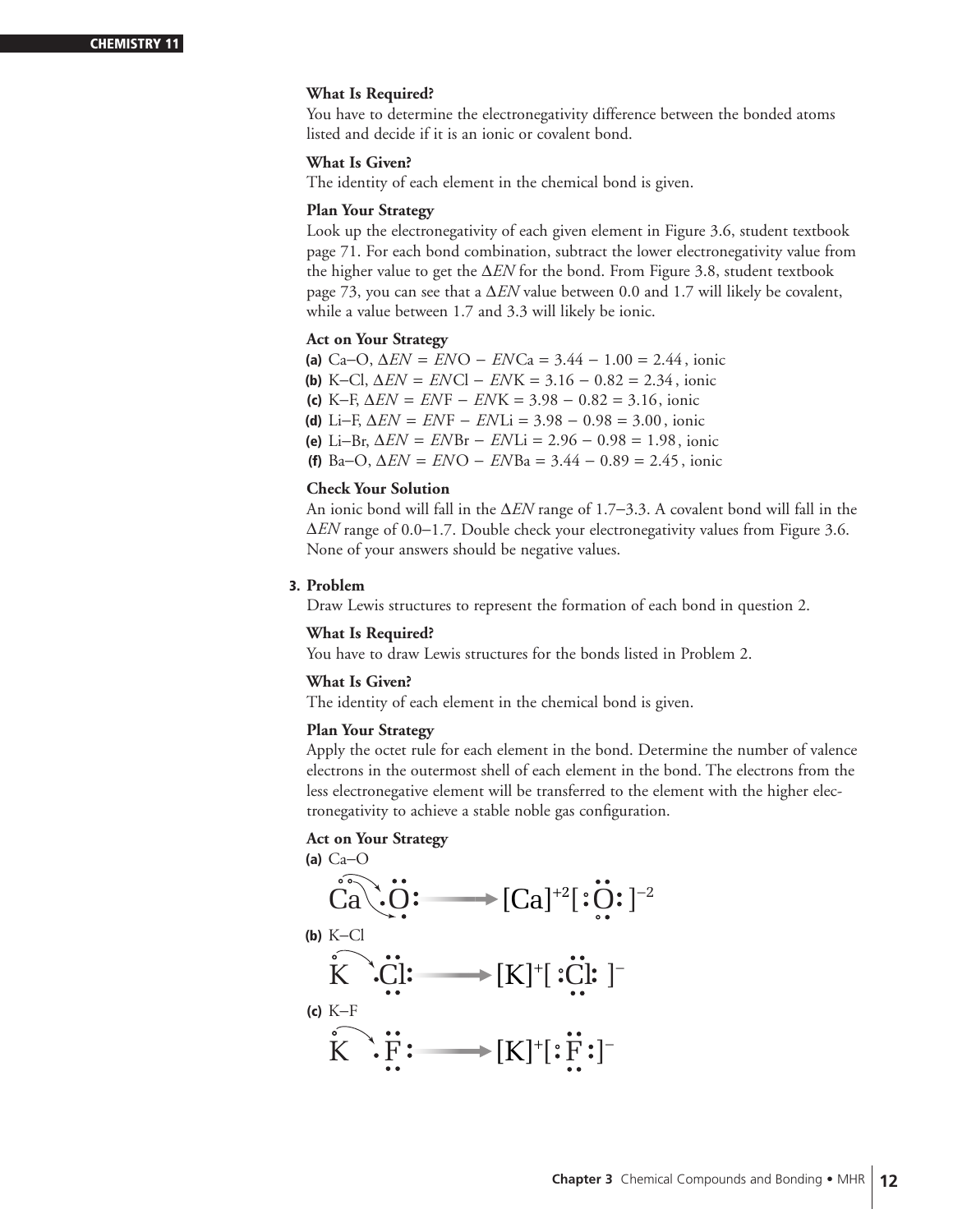**What Is Required?**

You have to determine the electronegativity difference between the bonded atoms listed and decide if it is an ionic or covalent bond.

**What Is Given?**

The identity of each element in the chemical bond is given.

**Plan Your Strategy**

Look up the electronegativity of each given element in Figure 3.6, student textbook page 71. For each bond combination, subtract the lower electronegativity value from the higher value to get the $\Delta EN$ for the bond. From Figure 3.8, student textbook page 73, you can see that a $\Delta EN$ value between 0.0 and 1.7 will likely be covalent, while a value between 1.7 and 3.3 will likely be ionic.

**Act on Your Strategy**

**(a)** Ca–O, $\Delta EN = EN\text{O} - EN\text{Ca} = 3.44 - 1.00 = 2.44$, ionic

**(b)** K–Cl, $\Delta EN = EN\text{Cl} - EN\text{K} = 3.16 - 0.82 = 2.34$, ionic

**(c)** K–F, $\Delta EN = EN\text{F} - EN\text{K} = 3.98 - 0.82 = 3.16$, ionic

**(d)** Li–F, $\Delta EN = EN\text{F} - EN\text{Li} = 3.98 - 0.98 = 3.00$, ionic

**(e)** Li–Br, $\Delta EN = EN\text{Br} - EN\text{Li} = 2.96 - 0.98 = 1.98$, ionic

**(f)** Ba–O, $\Delta EN = EN\text{O} - EN\text{Ba} = 3.44 - 0.89 = 2.45$, ionic

**Check Your Solution**

An ionic bond will fall in the $\Delta EN$ range of 1.7–3.3. A covalent bond will fall in the $\Delta EN$ range of 0.0–1.7. Double check your electronegativity values from Figure 3.6. None of your answers should be negative values.

**3. Problem**

Draw Lewis structures to represent the formation of each bond in question 2.

**What Is Required?**

You have to draw Lewis structures for the bonds listed in Problem 2.

**What Is Given?**

The identity of each element in the chemical bond is given.

**Plan Your Strategy**

Apply the octet rule for each element in the bond. Determine the number of valence electrons in the outermost shell of each element in the bond. The electrons from the less electronegative element will be transferred to the element with the higher electronegativity to achieve a stable noble gas configuration.

**Act on Your Strategy**

**(a)** Ca–O

$$\text{Ca}: + \cdot\ddot{\text{O}}: \longrightarrow [\text{Ca}]^{+2}[:\ddot{\text{O}}:]^{-2}$$

**(b)** K–Cl

$$\text{K}\cdot + \cdot\ddot{\text{Cl}}: \longrightarrow [\text{K}]^{+}[:\ddot{\text{Cl}}:]^{-}$$

**(c)** K–F

$$\text{K}\cdot + \cdot\ddot{\text{F}}: \longrightarrow [\text{K}]^{+}[:\ddot{\text{F}}:]^{-}$$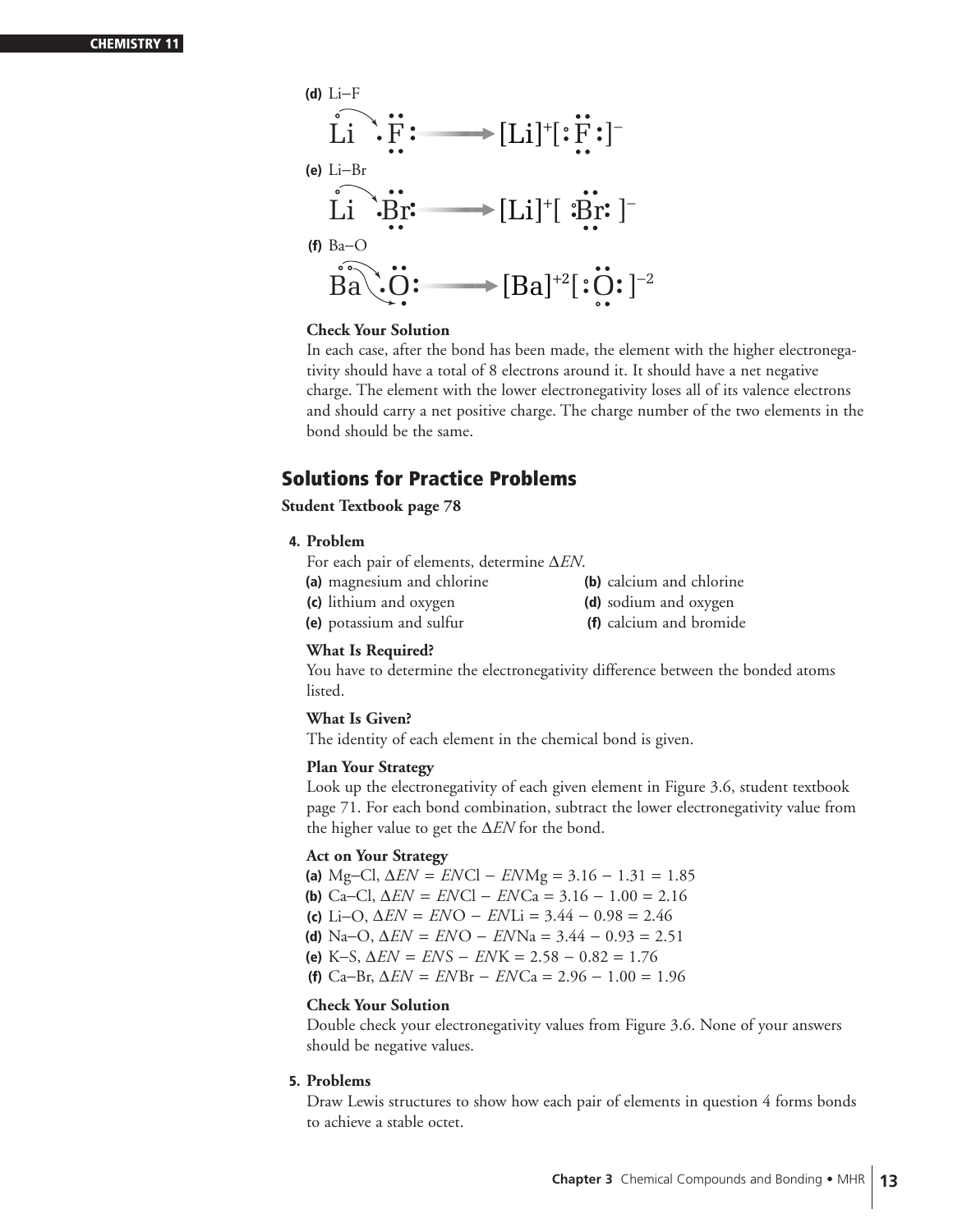**(d)** Li–F

$$\text{Li} \; \cdot\ddot{\underset{\cdot\cdot}{F}}: \longrightarrow [\text{Li}]^{+}[:\ddot{\underset{\cdot\cdot}{F}}:]^{-}$$

**(e)** Li–Br

$$\text{Li} \; \cdot\ddot{\underset{\cdot\cdot}{Br}}: \longrightarrow [\text{Li}]^{+}[:\ddot{\underset{\cdot\cdot}{Br}}:]^{-}$$

**(f)** Ba–O

$$\text{Ba} \; \cdot\ddot{\underset{\cdot}{O}}: \longrightarrow [\text{Ba}]^{+2}[:\ddot{\underset{\cdot\cdot}{O}}:]^{-2}$$

**Check Your Solution**

In each case, after the bond has been made, the element with the higher electronegativity should have a total of 8 electrons around it. It should have a net negative charge. The element with the lower electronegativity loses all of its valence electrons and should carry a net positive charge. The charge number of the two elements in the bond should be the same.

## Solutions for Practice Problems

**Student Textbook page 78**

**4. Problem**

For each pair of elements, determine $\Delta EN$.

**(a)** magnesium and chlorine
**(b)** calcium and chlorine
**(c)** lithium and oxygen
**(d)** sodium and oxygen
**(e)** potassium and sulfur
**(f)** calcium and bromide

**What Is Required?**

You have to determine the electronegativity difference between the bonded atoms listed.

**What Is Given?**

The identity of each element in the chemical bond is given.

**Plan Your Strategy**

Look up the electronegativity of each given element in Figure 3.6, student textbook page 71. For each bond combination, subtract the lower electronegativity value from the higher value to get the $\Delta EN$ for the bond.

**Act on Your Strategy**

**(a)** Mg–Cl, $\Delta EN = EN\text{Cl} - EN\text{Mg} = 3.16 - 1.31 = 1.85$

**(b)** Ca–Cl, $\Delta EN = EN\text{Cl} - EN\text{Ca} = 3.16 - 1.00 = 2.16$

**(c)** Li–O, $\Delta EN = EN\text{O} - EN\text{Li} = 3.44 - 0.98 = 2.46$

**(d)** Na–O, $\Delta EN = EN\text{O} - EN\text{Na} = 3.44 - 0.93 = 2.51$

**(e)** K–S, $\Delta EN = EN\text{S} - EN\text{K} = 2.58 - 0.82 = 1.76$

**(f)** Ca–Br, $\Delta EN = EN\text{Br} - EN\text{Ca} = 2.96 - 1.00 = 1.96$

**Check Your Solution**

Double check your electronegativity values from Figure 3.6. None of your answers should be negative values.

**5. Problems**

Draw Lewis structures to show how each pair of elements in question 4 forms bonds to achieve a stable octet.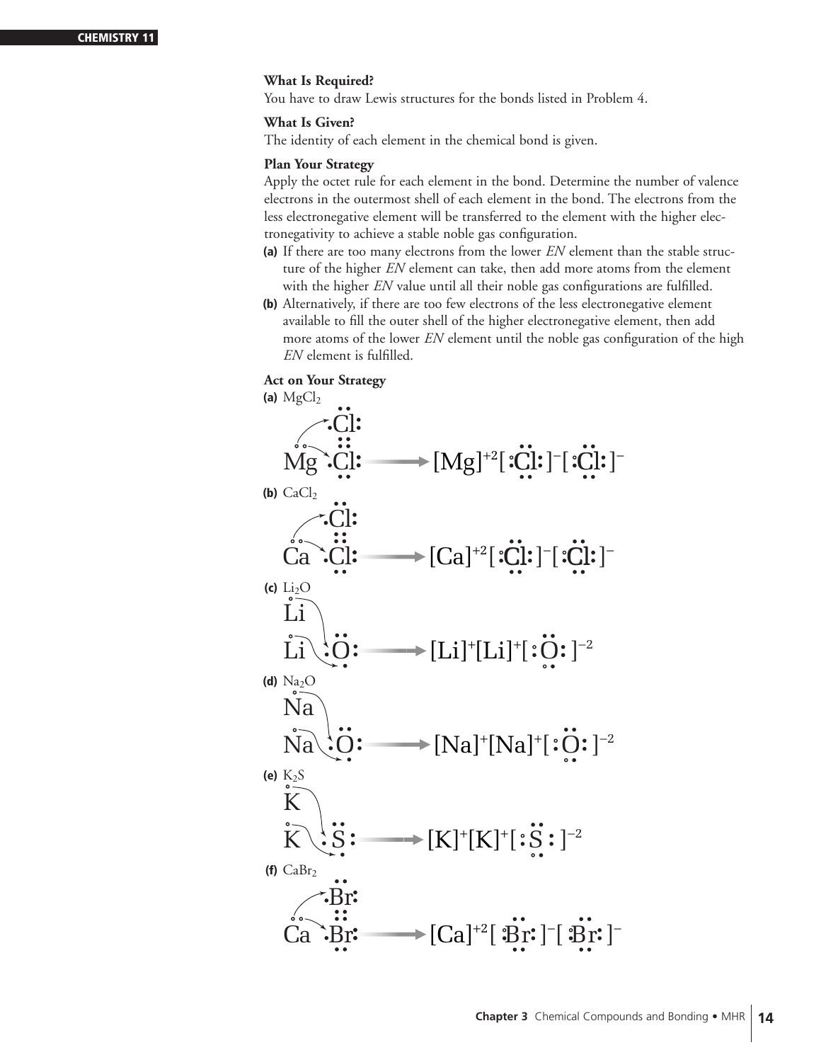**What Is Required?**

You have to draw Lewis structures for the bonds listed in Problem 4.

**What Is Given?**

The identity of each element in the chemical bond is given.

**Plan Your Strategy**

Apply the octet rule for each element in the bond. Determine the number of valence electrons in the outermost shell of each element in the bond. The electrons from the less electronegative element will be transferred to the element with the higher electronegativity to achieve a stable noble gas configuration.

**(a)** If there are too many electrons from the lower *EN* element than the stable structure of the higher *EN* element can take, then add more atoms from the element with the higher *EN* value until all their noble gas configurations are fulfilled.

**(b)** Alternatively, if there are too few electrons of the less electronegative element available to fill the outer shell of the higher electronegative element, then add more atoms of the lower *EN* element until the noble gas configuration of the high *EN* element is fulfilled.

**Act on Your Strategy**

**(a)** $MgCl_2$

$$Mg + 2\,Cl \longrightarrow [Mg]^{+2}[:\ddot{\underset{..}{Cl}}:]^{-}[:\ddot{\underset{..}{Cl}}:]^{-}$$

**(b)** $CaCl_2$

$$Ca + 2\,Cl \longrightarrow [Ca]^{+2}[:\ddot{\underset{..}{Cl}}:]^{-}[:\ddot{\underset{..}{Cl}}:]^{-}$$

**(c)** $Li_2O$

$$2\,Li + O \longrightarrow [Li]^{+}[Li]^{+}[:\ddot{\underset{..}{O}}:]^{-2}$$

**(d)** $Na_2O$

$$2\,Na + O \longrightarrow [Na]^{+}[Na]^{+}[:\ddot{\underset{..}{O}}:]^{-2}$$

**(e)** $K_2S$

$$2\,K + S \longrightarrow [K]^{+}[K]^{+}[:\ddot{\underset{..}{S}}:]^{-2}$$

**(f)** $CaBr_2$

$$Ca + 2\,Br \longrightarrow [Ca]^{+2}[:\ddot{\underset{..}{Br}}:]^{-}[:\ddot{\underset{..}{Br}}:]^{-}$$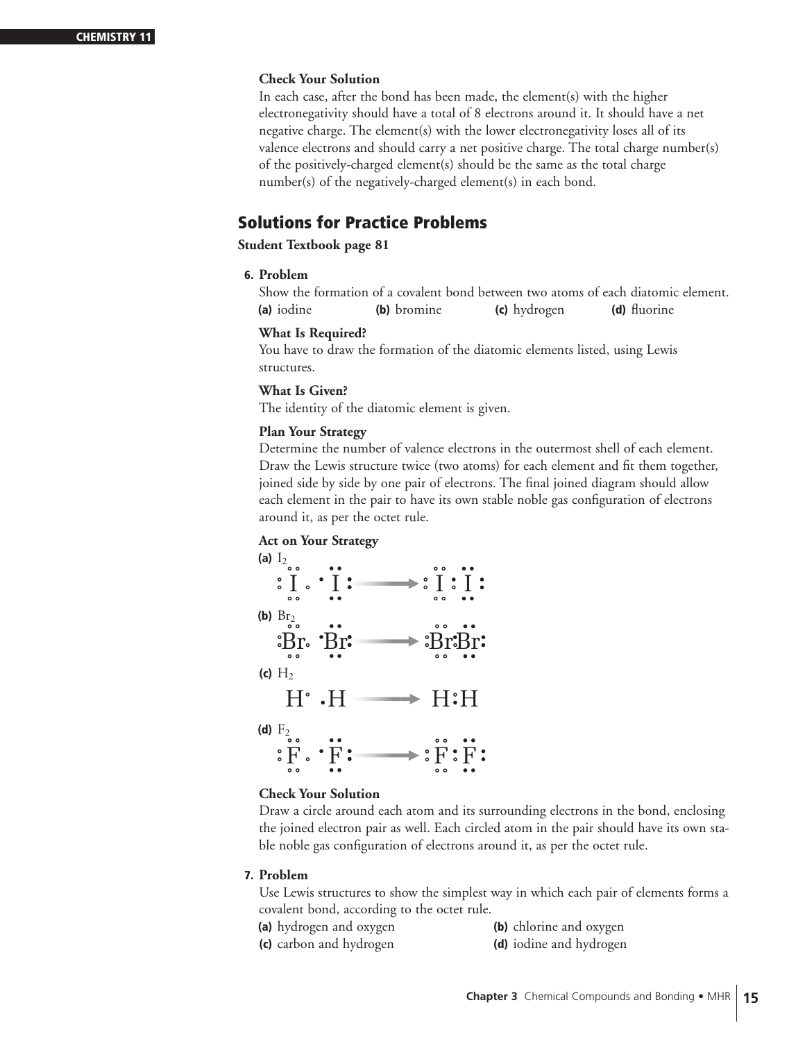**Check Your Solution**

In each case, after the bond has been made, the element(s) with the higher electronegativity should have a total of 8 electrons around it. It should have a net negative charge. The element(s) with the lower electronegativity loses all of its valence electrons and should carry a net positive charge. The total charge number(s) of the positively-charged element(s) should be the same as the total charge number(s) of the negatively-charged element(s) in each bond.

## Solutions for Practice Problems

**Student Textbook page 81**

**6. Problem**

Show the formation of a covalent bond between two atoms of each diatomic element.

**(a)** iodine **(b)** bromine **(c)** hydrogen **(d)** fluorine

**What Is Required?**

You have to draw the formation of the diatomic elements listed, using Lewis structures.

**What Is Given?**

The identity of the diatomic element is given.

**Plan Your Strategy**

Determine the number of valence electrons in the outermost shell of each element. Draw the Lewis structure twice (two atoms) for each element and fit them together, joined side by side by one pair of electrons. The final joined diagram should allow each element in the pair to have its own stable noble gas configuration of electrons around it, as per the octet rule.

**Act on Your Strategy**

**(a)** $I_2$

$$:\ddot{\underset{..}{I}}\cdot \ + \ \cdot\ddot{\underset{..}{I}}: \longrightarrow :\ddot{\underset{..}{I}}:\ddot{\underset{..}{I}}:$$

**(b)** $Br_2$

$$:\ddot{\underset{..}{Br}}\cdot \ + \ \cdot\ddot{\underset{..}{Br}}: \longrightarrow :\ddot{\underset{..}{Br}}:\ddot{\underset{..}{Br}}:$$

**(c)** $H_2$

$$H\cdot \ + \ \cdot H \longrightarrow H:H$$

**(d)** $F_2$

$$:\ddot{\underset{..}{F}}\cdot \ + \ \cdot\ddot{\underset{..}{F}}: \longrightarrow :\ddot{\underset{..}{F}}:\ddot{\underset{..}{F}}:$$

**Check Your Solution**

Draw a circle around each atom and its surrounding electrons in the bond, enclosing the joined electron pair as well. Each circled atom in the pair should have its own stable noble gas configuration of electrons around it, as per the octet rule.

**7. Problem**

Use Lewis structures to show the simplest way in which each pair of elements forms a covalent bond, according to the octet rule.

**(a)** hydrogen and oxygen **(b)** chlorine and oxygen

**(c)** carbon and hydrogen **(d)** iodine and hydrogen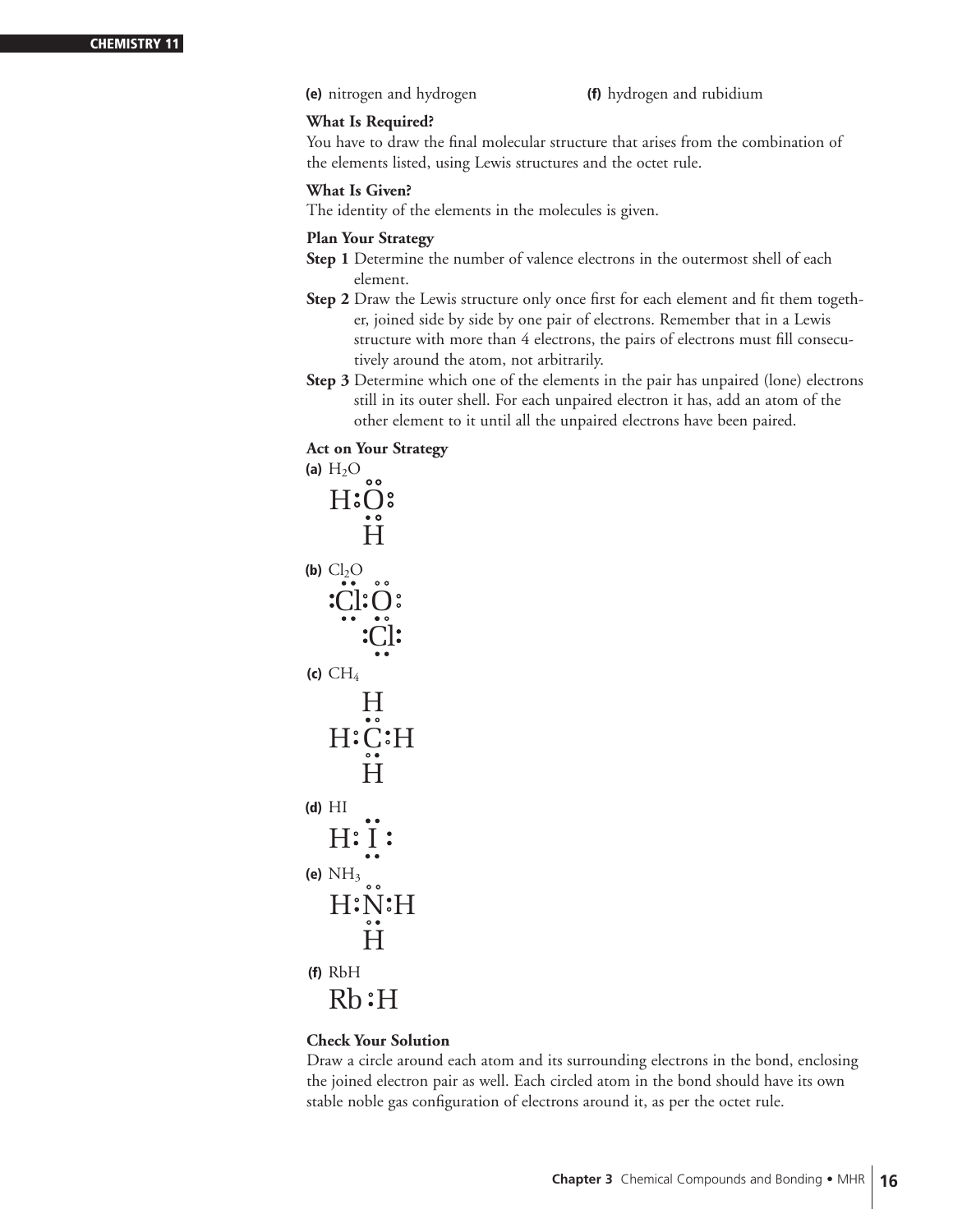**(e)** nitrogen and hydrogen **(f)** hydrogen and rubidium

**What Is Required?**

You have to draw the final molecular structure that arises from the combination of the elements listed, using Lewis structures and the octet rule.

**What Is Given?**

The identity of the elements in the molecules is given.

**Plan Your Strategy**

**Step 1** Determine the number of valence electrons in the outermost shell of each element.

**Step 2** Draw the Lewis structure only once first for each element and fit them together, joined side by side by one pair of electrons. Remember that in a Lewis structure with more than 4 electrons, the pairs of electrons must fill consecutively around the atom, not arbitrarily.

**Step 3** Determine which one of the elements in the pair has unpaired (lone) electrons still in its outer shell. For each unpaired electron it has, add an atom of the other element to it until all the unpaired electrons have been paired.

**Act on Your Strategy**

**(a)** $H_2O$

```
  ..
H:O:
  ..
  H
```

**(b)** $Cl_2O$

```
 ..  ..
:Cl:O:
 ..  ..
    :Cl:
     ..
```

**(c)** $CH_4$

```
  H
  ..
H:C:H
  ..
  H
```

**(d)** HI

```
   ..
H: I :
   ..
```

**(e)** $NH_3$

```
  ..
H:N:H
  ..
  H
```

**(f)** RbH

```
Rb:H
```

**Check Your Solution**

Draw a circle around each atom and its surrounding electrons in the bond, enclosing the joined electron pair as well. Each circled atom in the bond should have its own stable noble gas configuration of electrons around it, as per the octet rule.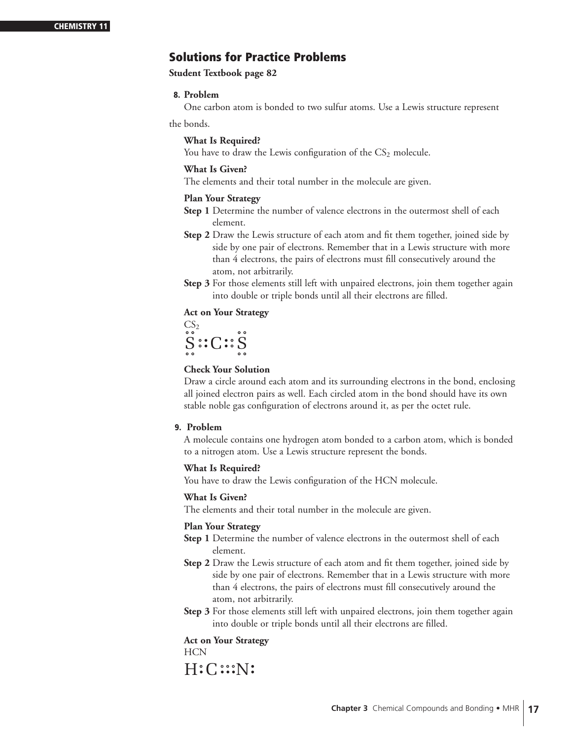## Solutions for Practice Problems

**Student Textbook page 82**

**8. Problem**

One carbon atom is bonded to two sulfur atoms. Use a Lewis structure represent the bonds.

**What Is Required?**

You have to draw the Lewis configuration of the $CS_2$ molecule.

**What Is Given?**

The elements and their total number in the molecule are given.

**Plan Your Strategy**

**Step 1** Determine the number of valence electrons in the outermost shell of each element.

**Step 2** Draw the Lewis structure of each atom and fit them together, joined side by side by one pair of electrons. Remember that in a Lewis structure with more than 4 electrons, the pairs of electrons must fill consecutively around the atom, not arbitrarily.

**Step 3** For those elements still left with unpaired electrons, join them together again into double or triple bonds until all their electrons are filled.

**Act on Your Strategy**

$CS_2$

S∷C∷S (each S with two additional lone pairs, above and below)

**Check Your Solution**

Draw a circle around each atom and its surrounding electrons in the bond, enclosing all joined electron pairs as well. Each circled atom in the bond should have its own stable noble gas configuration of electrons around it, as per the octet rule.

**9. Problem**

A molecule contains one hydrogen atom bonded to a carbon atom, which is bonded to a nitrogen atom. Use a Lewis structure represent the bonds.

**What Is Required?**

You have to draw the Lewis configuration of the HCN molecule.

**What Is Given?**

The elements and their total number in the molecule are given.

**Plan Your Strategy**

**Step 1** Determine the number of valence electrons in the outermost shell of each element.

**Step 2** Draw the Lewis structure of each atom and fit them together, joined side by side by one pair of electrons. Remember that in a Lewis structure with more than 4 electrons, the pairs of electrons must fill consecutively around the atom, not arbitrarily.

**Step 3** For those elements still left with unpaired electrons, join them together again into double or triple bonds until all their electrons are filled.

**Act on Your Strategy**

HCN

H:C⋮⋮N: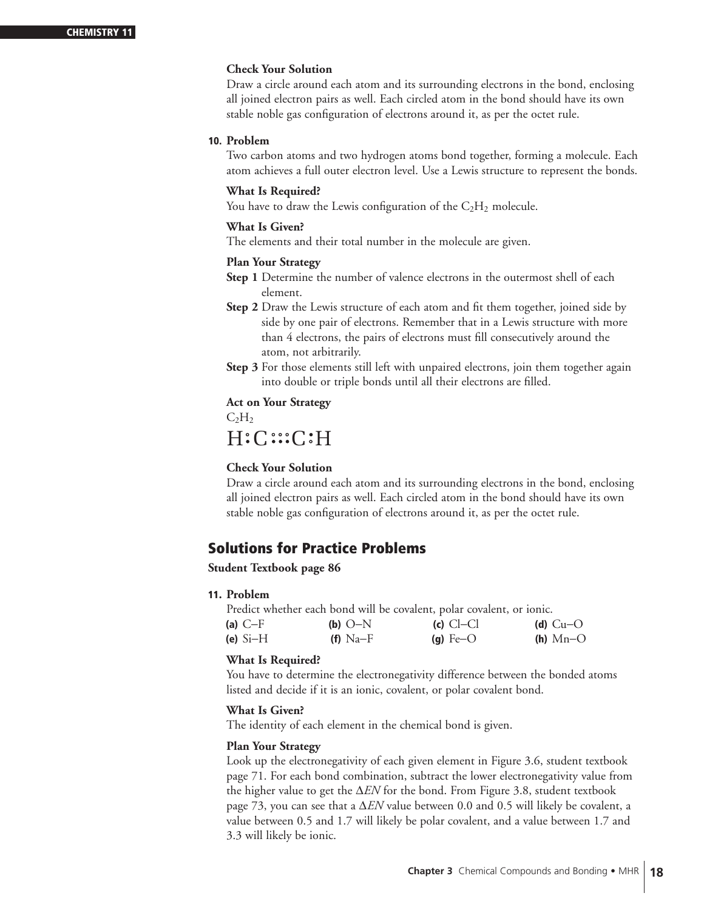**Check Your Solution**

Draw a circle around each atom and its surrounding electrons in the bond, enclosing all joined electron pairs as well. Each circled atom in the bond should have its own stable noble gas configuration of electrons around it, as per the octet rule.

**10. Problem**

Two carbon atoms and two hydrogen atoms bond together, forming a molecule. Each atom achieves a full outer electron level. Use a Lewis structure to represent the bonds.

**What Is Required?**

You have to draw the Lewis configuration of the $C_2H_2$ molecule.

**What Is Given?**

The elements and their total number in the molecule are given.

**Plan Your Strategy**

**Step 1** Determine the number of valence electrons in the outermost shell of each element.

**Step 2** Draw the Lewis structure of each atom and fit them together, joined side by side by one pair of electrons. Remember that in a Lewis structure with more than 4 electrons, the pairs of electrons must fill consecutively around the atom, not arbitrarily.

**Step 3** For those elements still left with unpaired electrons, join them together again into double or triple bonds until all their electrons are filled.

**Act on Your Strategy**

$C_2H_2$

H:C⋮⋮C:H

**Check Your Solution**

Draw a circle around each atom and its surrounding electrons in the bond, enclosing all joined electron pairs as well. Each circled atom in the bond should have its own stable noble gas configuration of electrons around it, as per the octet rule.

## Solutions for Practice Problems

**Student Textbook page 86**

**11. Problem**

Predict whether each bond will be covalent, polar covalent, or ionic.

**(a)** C–F **(b)** O–N **(c)** Cl–Cl **(d)** Cu–O
**(e)** Si–H **(f)** Na–F **(g)** Fe–O **(h)** Mn–O

**What Is Required?**

You have to determine the electronegativity difference between the bonded atoms listed and decide if it is an ionic, covalent, or polar covalent bond.

**What Is Given?**

The identity of each element in the chemical bond is given.

**Plan Your Strategy**

Look up the electronegativity of each given element in Figure 3.6, student textbook page 71. For each bond combination, subtract the lower electronegativity value from the higher value to get the $\Delta EN$ for the bond. From Figure 3.8, student textbook page 73, you can see that a $\Delta EN$ value between 0.0 and 0.5 will likely be covalent, a value between 0.5 and 1.7 will likely be polar covalent, and a value between 1.7 and 3.3 will likely be ionic.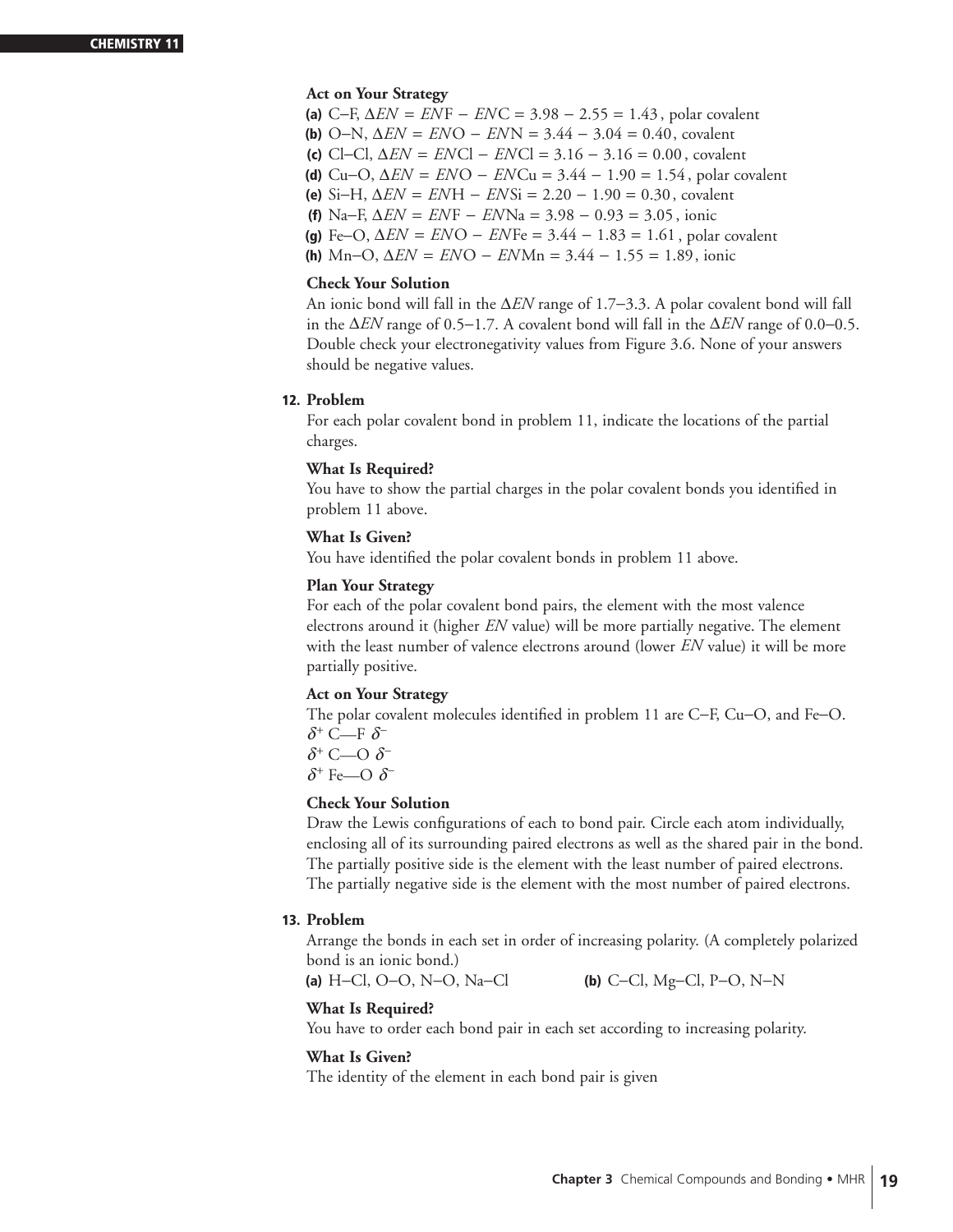**Act on Your Strategy**

**(a)** C–F, $\Delta EN = EN\text{F} - EN\text{C} = 3.98 - 2.55 = 1.43$, polar covalent

**(b)** O–N, $\Delta EN = EN\text{O} - EN\text{N} = 3.44 - 3.04 = 0.40$, covalent

**(c)** Cl–Cl, $\Delta EN = EN\text{Cl} - EN\text{Cl} = 3.16 - 3.16 = 0.00$, covalent

**(d)** Cu–O, $\Delta EN = EN\text{O} - EN\text{Cu} = 3.44 - 1.90 = 1.54$, polar covalent

**(e)** Si–H, $\Delta EN = EN\text{H} - EN\text{Si} = 2.20 - 1.90 = 0.30$, covalent

**(f)** Na–F, $\Delta EN = EN\text{F} - EN\text{Na} = 3.98 - 0.93 = 3.05$, ionic

**(g)** Fe–O, $\Delta EN = EN\text{O} - EN\text{Fe} = 3.44 - 1.83 = 1.61$, polar covalent

**(h)** Mn–O, $\Delta EN = EN\text{O} - EN\text{Mn} = 3.44 - 1.55 = 1.89$, ionic

**Check Your Solution**

An ionic bond will fall in the $\Delta EN$ range of 1.7–3.3. A polar covalent bond will fall in the $\Delta EN$ range of 0.5–1.7. A covalent bond will fall in the $\Delta EN$ range of 0.0–0.5. Double check your electronegativity values from Figure 3.6. None of your answers should be negative values.

**12. Problem**

For each polar covalent bond in problem 11, indicate the locations of the partial charges.

**What Is Required?**

You have to show the partial charges in the polar covalent bonds you identified in problem 11 above.

**What Is Given?**

You have identified the polar covalent bonds in problem 11 above.

**Plan Your Strategy**

For each of the polar covalent bond pairs, the element with the most valence electrons around it (higher *EN* value) will be more partially negative. The element with the least number of valence electrons around (lower *EN* value) it will be more partially positive.

**Act on Your Strategy**

The polar covalent molecules identified in problem 11 are C–F, Cu–O, and Fe–O.

$\delta^+$ C—F $\delta^-$

$\delta^+$ C—O $\delta^-$

$\delta^+$ Fe—O $\delta^-$

**Check Your Solution**

Draw the Lewis configurations of each to bond pair. Circle each atom individually, enclosing all of its surrounding paired electrons as well as the shared pair in the bond. The partially positive side is the element with the least number of paired electrons. The partially negative side is the element with the most number of paired electrons.

**13. Problem**

Arrange the bonds in each set in order of increasing polarity. (A completely polarized bond is an ionic bond.)

**(a)** H–Cl, O–O, N–O, Na–Cl  **(b)** C–Cl, Mg–Cl, P–O, N–N

**What Is Required?**

You have to order each bond pair in each set according to increasing polarity.

**What Is Given?**

The identity of the element in each bond pair is given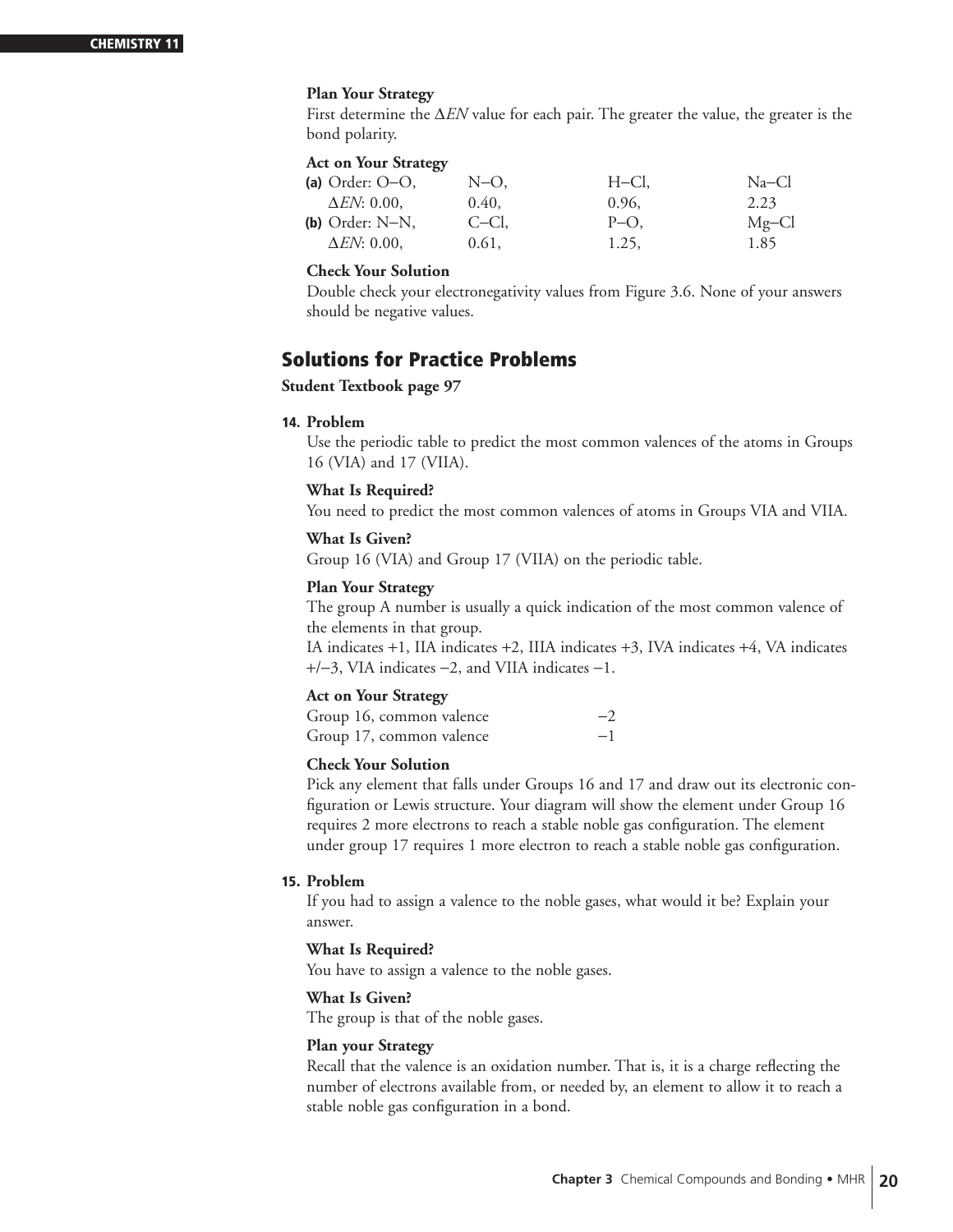**Plan Your Strategy**

First determine the $\Delta EN$ value for each pair. The greater the value, the greater is the bond polarity.

**Act on Your Strategy**

| | | | |
|---|---|---|---|
| **(a)** Order: O–O, | N–O, | H–Cl, | Na–Cl |
| $\Delta EN$: 0.00, | 0.40, | 0.96, | 2.23 |
| **(b)** Order: N–N, | C–Cl, | P–O, | Mg–Cl |
| $\Delta EN$: 0.00, | 0.61, | 1.25, | 1.85 |

**Check Your Solution**

Double check your electronegativity values from Figure 3.6. None of your answers should be negative values.

## Solutions for Practice Problems

**Student Textbook page 97**

**14. Problem**

Use the periodic table to predict the most common valences of the atoms in Groups 16 (VIA) and 17 (VIIA).

**What Is Required?**

You need to predict the most common valences of atoms in Groups VIA and VIIA.

**What Is Given?**

Group 16 (VIA) and Group 17 (VIIA) on the periodic table.

**Plan Your Strategy**

The group A number is usually a quick indication of the most common valence of the elements in that group.

IA indicates +1, IIA indicates +2, IIIA indicates +3, IVA indicates +4, VA indicates +/−3, VIA indicates −2, and VIIA indicates −1.

**Act on Your Strategy**

| | |
|---|---|
| Group 16, common valence | −2 |
| Group 17, common valence | −1 |

**Check Your Solution**

Pick any element that falls under Groups 16 and 17 and draw out its electronic configuration or Lewis structure. Your diagram will show the element under Group 16 requires 2 more electrons to reach a stable noble gas configuration. The element under group 17 requires 1 more electron to reach a stable noble gas configuration.

**15. Problem**

If you had to assign a valence to the noble gases, what would it be? Explain your answer.

**What Is Required?**

You have to assign a valence to the noble gases.

**What Is Given?**

The group is that of the noble gases.

**Plan your Strategy**

Recall that the valence is an oxidation number. That is, it is a charge reflecting the number of electrons available from, or needed by, an element to allow it to reach a stable noble gas configuration in a bond.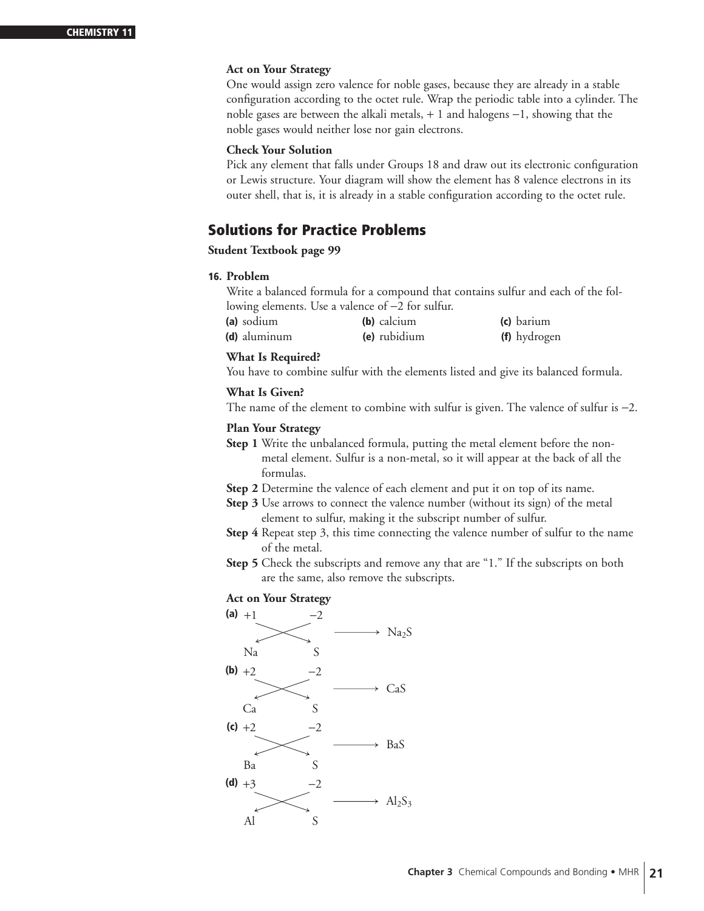**Act on Your Strategy**

One would assign zero valence for noble gases, because they are already in a stable configuration according to the octet rule. Wrap the periodic table into a cylinder. The noble gases are between the alkali metals, + 1 and halogens −1, showing that the noble gases would neither lose nor gain electrons.

**Check Your Solution**

Pick any element that falls under Groups 18 and draw out its electronic configuration or Lewis structure. Your diagram will show the element has 8 valence electrons in its outer shell, that is, it is already in a stable configuration according to the octet rule.

## Solutions for Practice Problems

**Student Textbook page 99**

**16. Problem**

Write a balanced formula for a compound that contains sulfur and each of the following elements. Use a valence of −2 for sulfur.

**(a)** sodium **(b)** calcium **(c)** barium
**(d)** aluminum **(e)** rubidium **(f)** hydrogen

**What Is Required?**

You have to combine sulfur with the elements listed and give its balanced formula.

**What Is Given?**

The name of the element to combine with sulfur is given. The valence of sulfur is −2.

**Plan Your Strategy**

**Step 1** Write the unbalanced formula, putting the metal element before the non-metal element. Sulfur is a non-metal, so it will appear at the back of all the formulas.

**Step 2** Determine the valence of each element and put it on top of its name.

**Step 3** Use arrows to connect the valence number (without its sign) of the metal element to sulfur, making it the subscript number of sulfur.

**Step 4** Repeat step 3, this time connecting the valence number of sulfur to the name of the metal.

**Step 5** Check the subscripts and remove any that are "1." If the subscripts on both are the same, also remove the subscripts.

**Act on Your Strategy**

**(a)** $\overset{+1}{\text{Na}}\ \overset{-2}{\text{S}} \longrightarrow Na_2S$

**(b)** $\overset{+2}{\text{Ca}}\ \overset{-2}{\text{S}} \longrightarrow CaS$

**(c)** $\overset{+2}{\text{Ba}}\ \overset{-2}{\text{S}} \longrightarrow BaS$

**(d)** $\overset{+3}{\text{Al}}\ \overset{-2}{\text{S}} \longrightarrow Al_2S_3$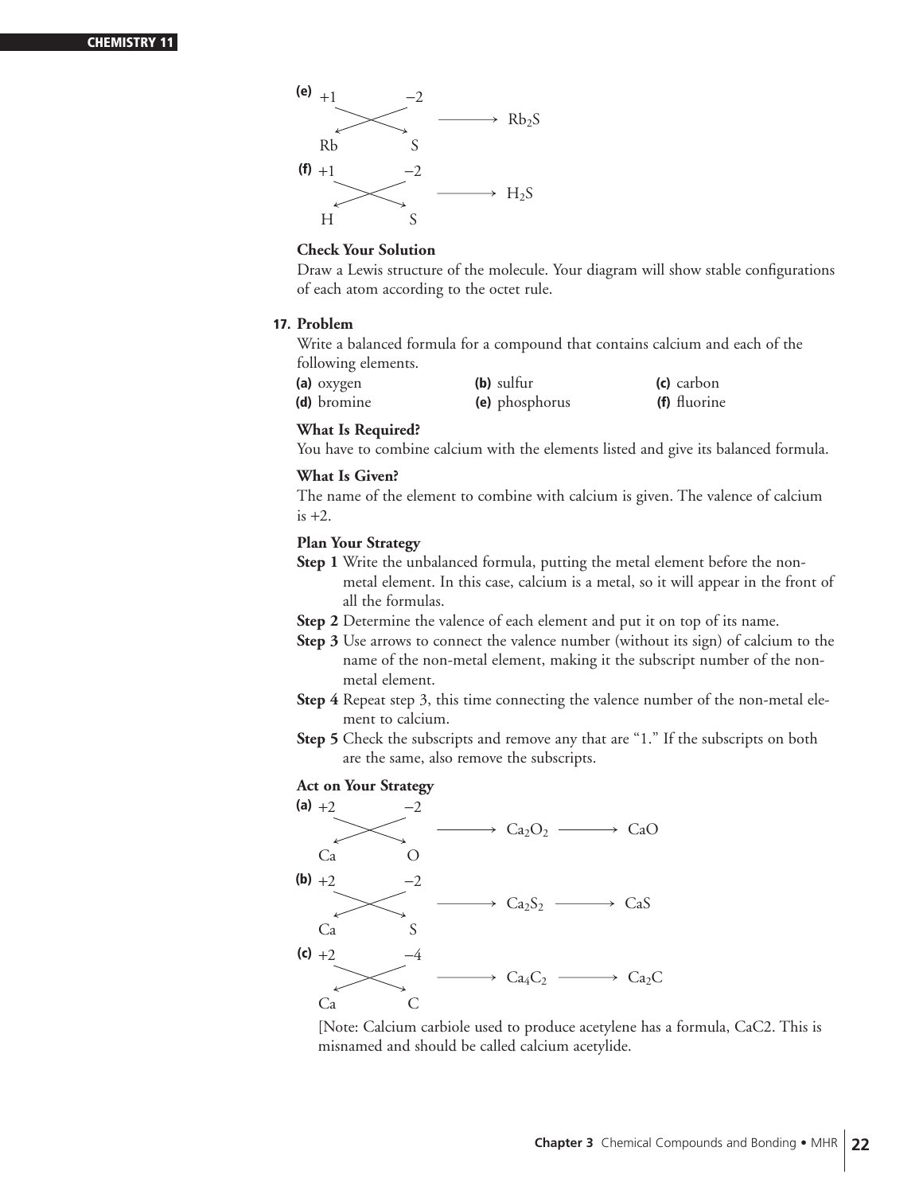**(e)**

$$\begin{array}{cc} +1 & -2 \\ Rb & S \end{array} \longrightarrow Rb_2S$$

**(f)**

$$\begin{array}{cc} +1 & -2 \\ H & S \end{array} \longrightarrow H_2S$$

**Check Your Solution**

Draw a Lewis structure of the molecule. Your diagram will show stable configurations of each atom according to the octet rule.

**17. Problem**

Write a balanced formula for a compound that contains calcium and each of the following elements.

**(a)** oxygen **(b)** sulfur **(c)** carbon
**(d)** bromine **(e)** phosphorus **(f)** fluorine

**What Is Required?**

You have to combine calcium with the elements listed and give its balanced formula.

**What Is Given?**

The name of the element to combine with calcium is given. The valence of calcium is +2.

**Plan Your Strategy**

**Step 1** Write the unbalanced formula, putting the metal element before the non-metal element. In this case, calcium is a metal, so it will appear in the front of all the formulas.

**Step 2** Determine the valence of each element and put it on top of its name.

**Step 3** Use arrows to connect the valence number (without its sign) of calcium to the name of the non-metal element, making it the subscript number of the non-metal element.

**Step 4** Repeat step 3, this time connecting the valence number of the non-metal element to calcium.

**Step 5** Check the subscripts and remove any that are "1." If the subscripts on both are the same, also remove the subscripts.

**Act on Your Strategy**

**(a)**

$$\begin{array}{cc} +2 & -2 \\ Ca & O \end{array} \longrightarrow Ca_2O_2 \longrightarrow CaO$$

**(b)**

$$\begin{array}{cc} +2 & -2 \\ Ca & S \end{array} \longrightarrow Ca_2S_2 \longrightarrow CaS$$

**(c)**

$$\begin{array}{cc} +2 & -4 \\ Ca & C \end{array} \longrightarrow Ca_4C_2 \longrightarrow Ca_2C$$

[Note: Calcium carbiole used to produce acetylene has a formula, CaC2. This is misnamed and should be called calcium acetylide.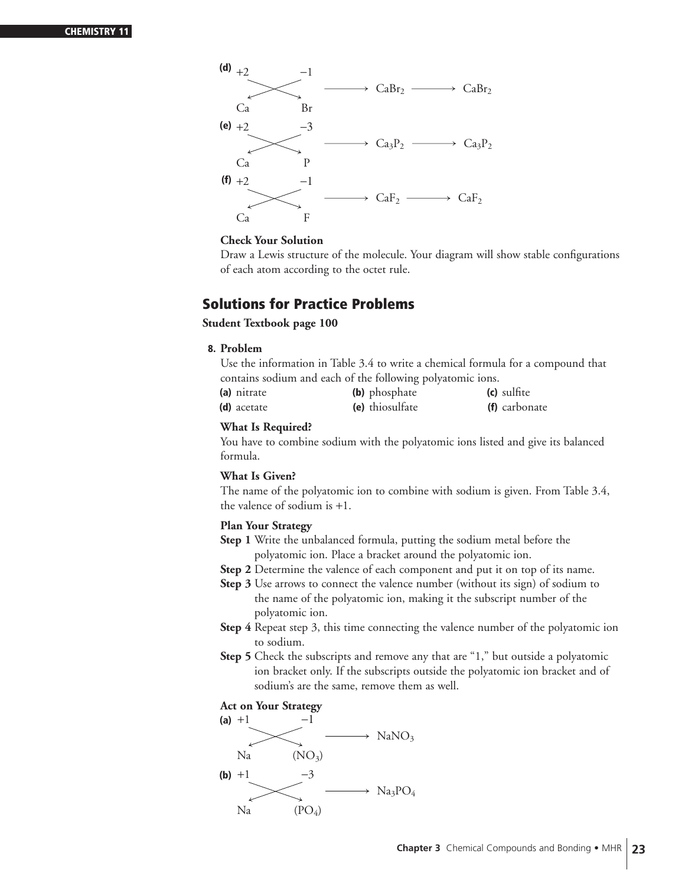**(d)** +2 −1 (crossover diagram: Ca, Br) $\longrightarrow CaBr_2 \longrightarrow CaBr_2$

**(e)** +2 −3 (crossover diagram: Ca, P) $\longrightarrow Ca_3P_2 \longrightarrow Ca_3P_2$

**(f)** +2 −1 (crossover diagram: Ca, F) $\longrightarrow CaF_2 \longrightarrow CaF_2$

**Check Your Solution**

Draw a Lewis structure of the molecule. Your diagram will show stable configurations of each atom according to the octet rule.

## Solutions for Practice Problems

**Student Textbook page 100**

**8. Problem**

Use the information in Table 3.4 to write a chemical formula for a compound that contains sodium and each of the following polyatomic ions.

**(a)** nitrate **(b)** phosphate **(c)** sulfite
**(d)** acetate **(e)** thiosulfate **(f)** carbonate

**What Is Required?**

You have to combine sodium with the polyatomic ions listed and give its balanced formula.

**What Is Given?**

The name of the polyatomic ion to combine with sodium is given. From Table 3.4, the valence of sodium is +1.

**Plan Your Strategy**

**Step 1** Write the unbalanced formula, putting the sodium metal before the polyatomic ion. Place a bracket around the polyatomic ion.

**Step 2** Determine the valence of each component and put it on top of its name.

**Step 3** Use arrows to connect the valence number (without its sign) of sodium to the name of the polyatomic ion, making it the subscript number of the polyatomic ion.

**Step 4** Repeat step 3, this time connecting the valence number of the polyatomic ion to sodium.

**Step 5** Check the subscripts and remove any that are "1," but outside a polyatomic ion bracket only. If the subscripts outside the polyatomic ion bracket and of sodium's are the same, remove them as well.

**Act on Your Strategy**

**(a)** +1 −1 (crossover diagram: Na, $(NO_3)$) $\longrightarrow NaNO_3$

**(b)** +1 −3 (crossover diagram: Na, $(PO_4)$) $\longrightarrow Na_3PO_4$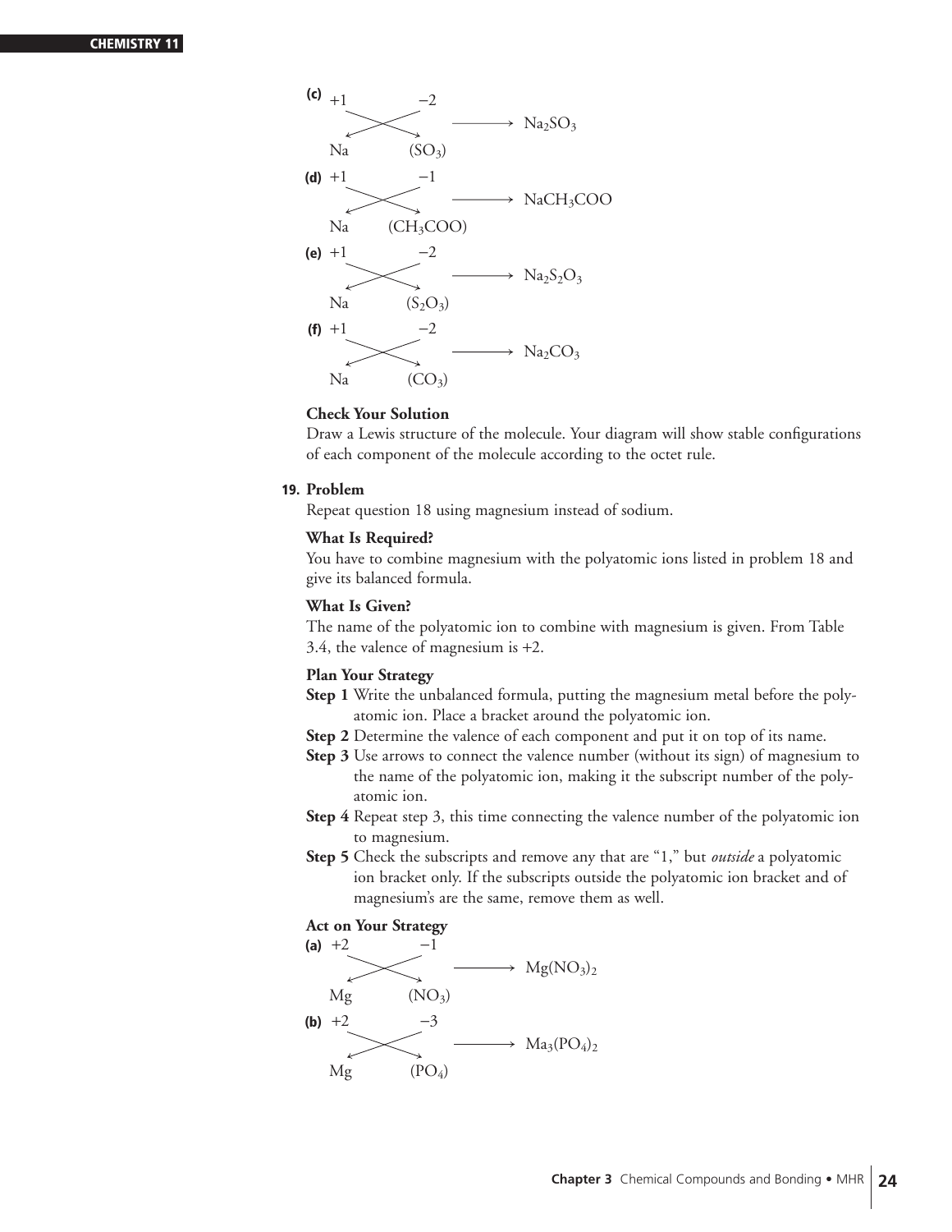**(c)** $+1$ $-2$

Na $(SO_3)$ $\longrightarrow$ $Na_2SO_3$

**(d)** $+1$ $-1$

Na $(CH_3COO)$ $\longrightarrow$ $NaCH_3COO$

**(e)** $+1$ $-2$

Na $(S_2O_3)$ $\longrightarrow$ $Na_2S_2O_3$

**(f)** $+1$ $-2$

Na $(CO_3)$ $\longrightarrow$ $Na_2CO_3$

**Check Your Solution**

Draw a Lewis structure of the molecule. Your diagram will show stable configurations of each component of the molecule according to the octet rule.

**19. Problem**

Repeat question 18 using magnesium instead of sodium.

**What Is Required?**

You have to combine magnesium with the polyatomic ions listed in problem 18 and give its balanced formula.

**What Is Given?**

The name of the polyatomic ion to combine with magnesium is given. From Table 3.4, the valence of magnesium is +2.

**Plan Your Strategy**

**Step 1** Write the unbalanced formula, putting the magnesium metal before the polyatomic ion. Place a bracket around the polyatomic ion.

**Step 2** Determine the valence of each component and put it on top of its name.

**Step 3** Use arrows to connect the valence number (without its sign) of magnesium to the name of the polyatomic ion, making it the subscript number of the polyatomic ion.

**Step 4** Repeat step 3, this time connecting the valence number of the polyatomic ion to magnesium.

**Step 5** Check the subscripts and remove any that are "1," but *outside* a polyatomic ion bracket only. If the subscripts outside the polyatomic ion bracket and of magnesium's are the same, remove them as well.

**Act on Your Strategy**

**(a)** $+2$ $-1$

Mg $(NO_3)$ $\longrightarrow$ $Mg(NO_3)_2$

**(b)** $+2$ $-3$

Mg $(PO_4)$ $\longrightarrow$ $Ma_3(PO_4)_2$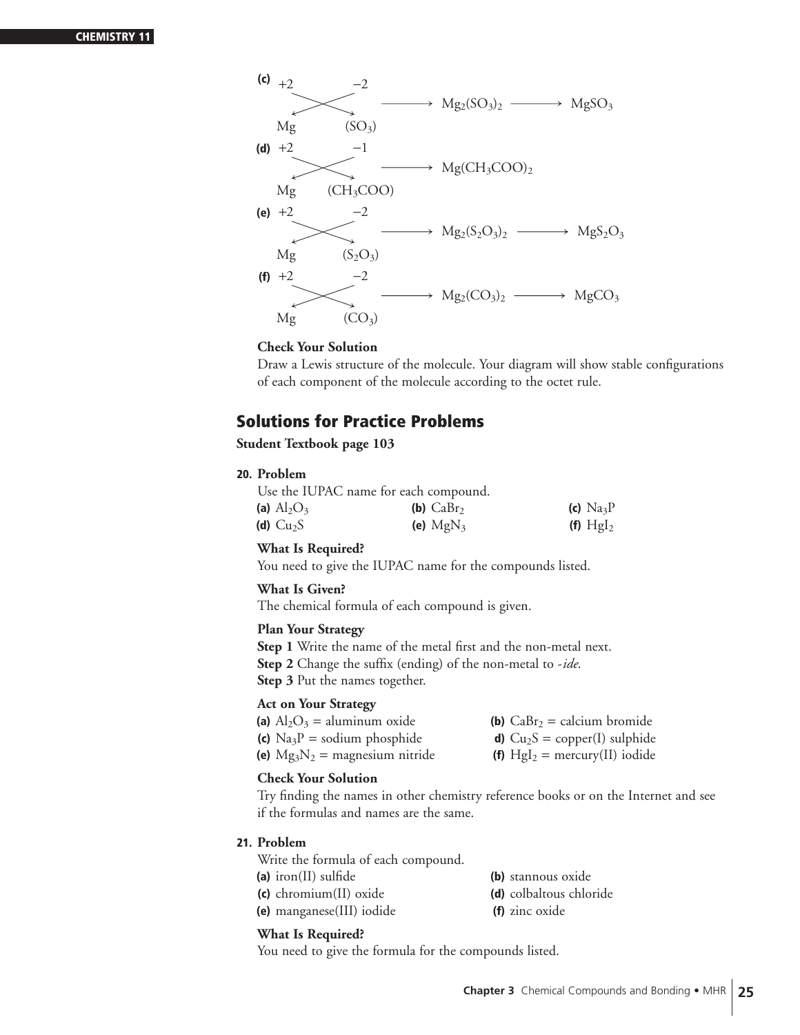(c)

$$\begin{array}{cc} +2 & -2 \\ Mg & (SO_3) \end{array} \longrightarrow Mg_2(SO_3)_2 \longrightarrow MgSO_3$$

(d)

$$\begin{array}{cc} +2 & -1 \\ Mg & (CH_3COO) \end{array} \longrightarrow Mg(CH_3COO)_2$$

(e)

$$\begin{array}{cc} +2 & -2 \\ Mg & (S_2O_3) \end{array} \longrightarrow Mg_2(S_2O_3)_2 \longrightarrow MgS_2O_3$$

(f)

$$\begin{array}{cc} +2 & -2 \\ Mg & (CO_3) \end{array} \longrightarrow Mg_2(CO_3)_2 \longrightarrow MgCO_3$$

**Check Your Solution**

Draw a Lewis structure of the molecule. Your diagram will show stable configurations of each component of the molecule according to the octet rule.

## Solutions for Practice Problems

**Student Textbook page 103**

**20. Problem**

Use the IUPAC name for each compound.

**(a)** $Al_2O_3$ **(b)** $CaBr_2$ **(c)** $Na_3P$
**(d)** $Cu_2S$ **(e)** $MgN_3$ **(f)** $HgI_2$

**What Is Required?**

You need to give the IUPAC name for the compounds listed.

**What Is Given?**

The chemical formula of each compound is given.

**Plan Your Strategy**

**Step 1** Write the name of the metal first and the non-metal next.
**Step 2** Change the suffix (ending) of the non-metal to *-ide*.
**Step 3** Put the names together.

**Act on Your Strategy**

**(a)** $Al_2O_3$ = aluminum oxide
**(b)** $CaBr_2$ = calcium bromide
**(c)** $Na_3P$ = sodium phosphide
**d)** $Cu_2S$ = copper(I) sulphide
**(e)** $Mg_3N_2$ = magnesium nitride
**(f)** $HgI_2$ = mercury(II) iodide

**Check Your Solution**

Try finding the names in other chemistry reference books or on the Internet and see if the formulas and names are the same.

**21. Problem**

Write the formula of each compound.

**(a)** iron(II) sulfide
**(b)** stannous oxide
**(c)** chromium(II) oxide
**(d)** colbaltous chloride
**(e)** manganese(III) iodide
**(f)** zinc oxide

**What Is Required?**

You need to give the formula for the compounds listed.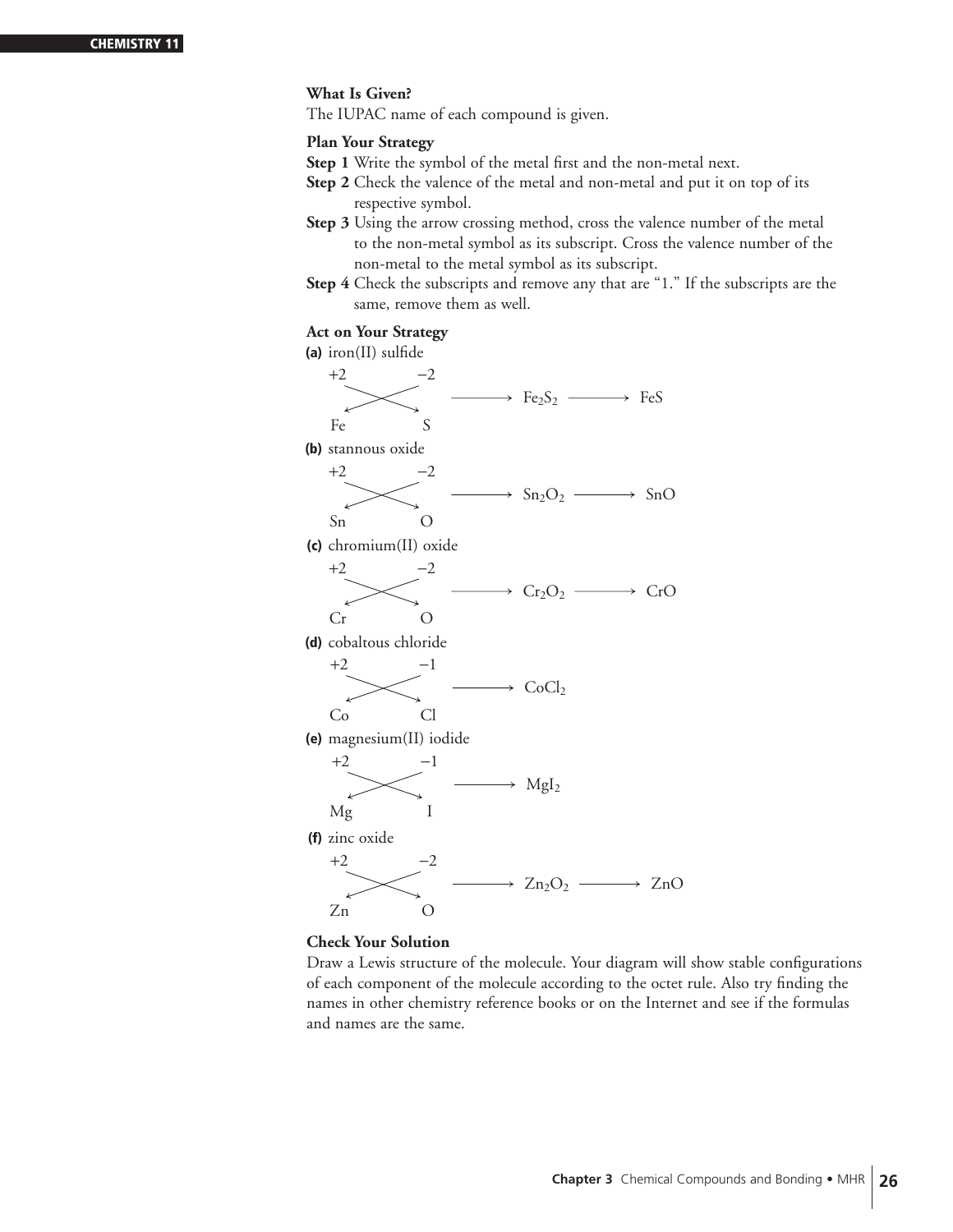**What Is Given?**

The IUPAC name of each compound is given.

**Plan Your Strategy**

**Step 1** Write the symbol of the metal first and the non-metal next.

**Step 2** Check the valence of the metal and non-metal and put it on top of its respective symbol.

**Step 3** Using the arrow crossing method, cross the valence number of the metal to the non-metal symbol as its subscript. Cross the valence number of the non-metal to the metal symbol as its subscript.

**Step 4** Check the subscripts and remove any that are "1." If the subscripts are the same, remove them as well.

**Act on Your Strategy**

**(a)** iron(II) sulfide

$$\overset{+2}{Fe} \quad \overset{-2}{S} \longrightarrow Fe_2S_2 \longrightarrow FeS$$

**(b)** stannous oxide

$$\overset{+2}{Sn} \quad \overset{-2}{O} \longrightarrow Sn_2O_2 \longrightarrow SnO$$

**(c)** chromium(II) oxide

$$\overset{+2}{Cr} \quad \overset{-2}{O} \longrightarrow Cr_2O_2 \longrightarrow CrO$$

**(d)** cobaltous chloride

$$\overset{+2}{Co} \quad \overset{-1}{Cl} \longrightarrow CoCl_2$$

**(e)** magnesium(II) iodide

$$\overset{+2}{Mg} \quad \overset{-1}{I} \longrightarrow MgI_2$$

**(f)** zinc oxide

$$\overset{+2}{Zn} \quad \overset{-2}{O} \longrightarrow Zn_2O_2 \longrightarrow ZnO$$

**Check Your Solution**

Draw a Lewis structure of the molecule. Your diagram will show stable configurations of each component of the molecule according to the octet rule. Also try finding the names in other chemistry reference books or on the Internet and see if the formulas and names are the same.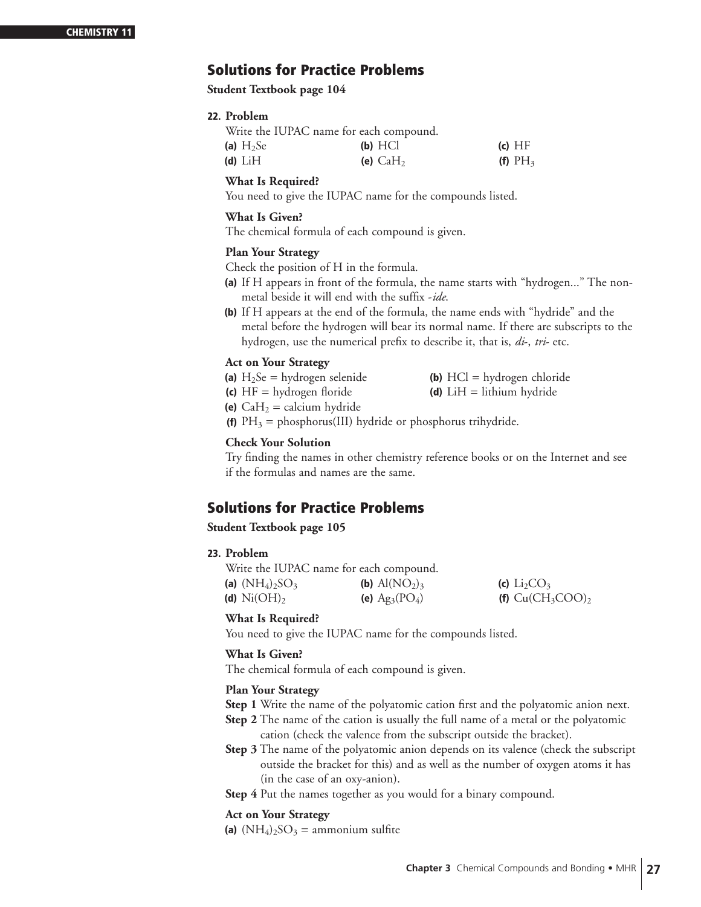## Solutions for Practice Problems

**Student Textbook page 104**

**22. Problem**

Write the IUPAC name for each compound.

**(a)** $H_2Se$ **(b)** $HCl$ **(c)** $HF$
**(d)** $LiH$ **(e)** $CaH_2$ **(f)** $PH_3$

**What Is Required?**

You need to give the IUPAC name for the compounds listed.

**What Is Given?**

The chemical formula of each compound is given.

**Plan Your Strategy**

Check the position of H in the formula.

**(a)** If H appears in front of the formula, the name starts with "hydrogen..." The non-metal beside it will end with the suffix *-ide*.

**(b)** If H appears at the end of the formula, the name ends with "hydride" and the metal before the hydrogen will bear its normal name. If there are subscripts to the hydrogen, use the numerical prefix to describe it, that is, *di-*, *tri-* etc.

**Act on Your Strategy**

**(a)** $H_2Se$ = hydrogen selenide
**(b)** $HCl$ = hydrogen chloride
**(c)** $HF$ = hydrogen floride
**(d)** $LiH$ = lithium hydride
**(e)** $CaH_2$ = calcium hydride
**(f)** $PH_3$ = phosphorus(III) hydride or phosphorus trihydride.

**Check Your Solution**

Try finding the names in other chemistry reference books or on the Internet and see if the formulas and names are the same.

## Solutions for Practice Problems

**Student Textbook page 105**

**23. Problem**

Write the IUPAC name for each compound.

**(a)** $(NH_4)_2SO_3$ **(b)** $Al(NO_2)_3$ **(c)** $Li_2CO_3$
**(d)** $Ni(OH)_2$ **(e)** $Ag_3(PO_4)$ **(f)** $Cu(CH_3COO)_2$

**What Is Required?**

You need to give the IUPAC name for the compounds listed.

**What Is Given?**

The chemical formula of each compound is given.

**Plan Your Strategy**

**Step 1** Write the name of the polyatomic cation first and the polyatomic anion next.

**Step 2** The name of the cation is usually the full name of a metal or the polyatomic cation (check the valence from the subscript outside the bracket).

**Step 3** The name of the polyatomic anion depends on its valence (check the subscript outside the bracket for this) and as well as the number of oxygen atoms it has (in the case of an oxy-anion).

**Step 4** Put the names together as you would for a binary compound.

**Act on Your Strategy**

**(a)** $(NH_4)_2SO_3$ = ammonium sulfite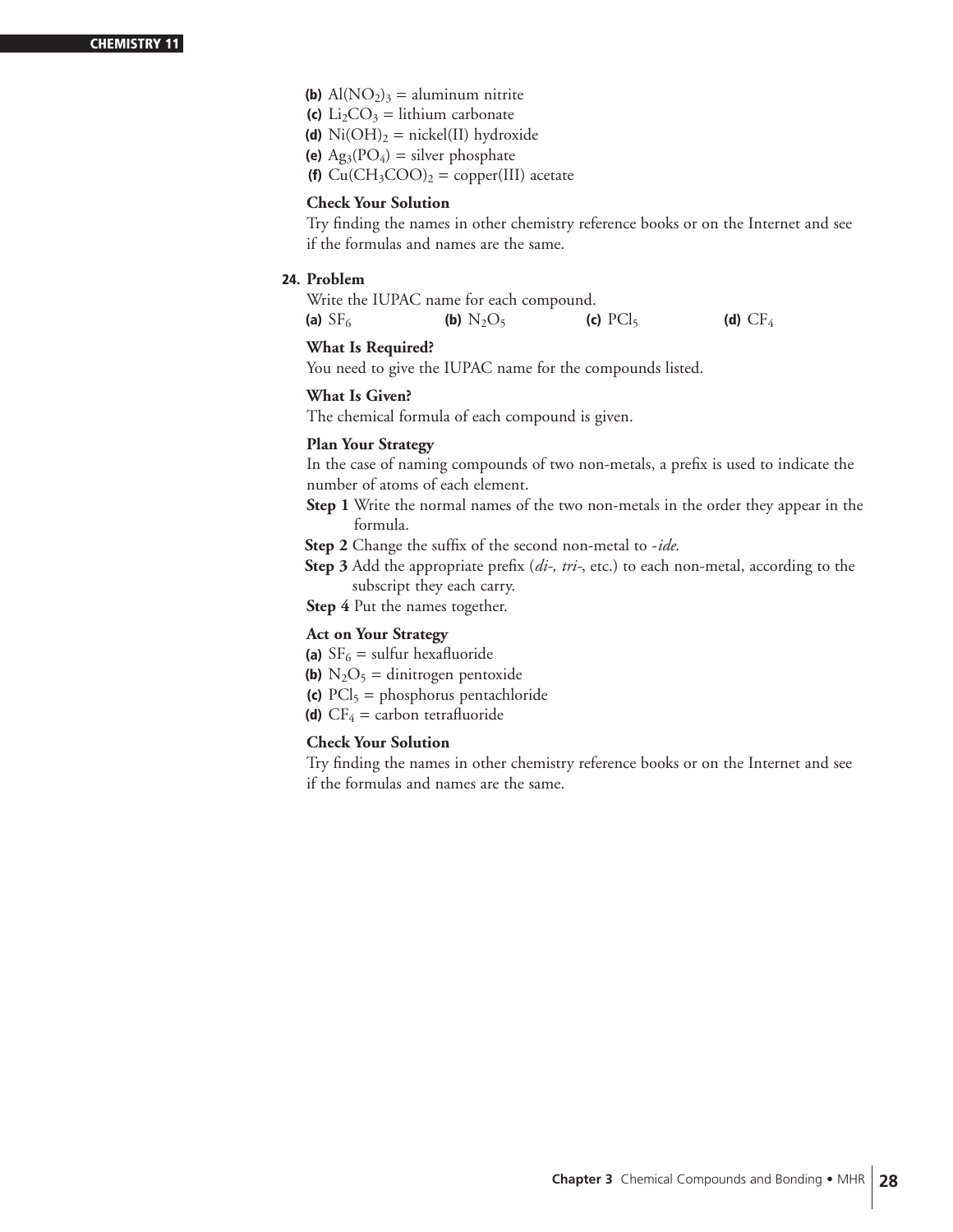(b) $Al(NO_2)_3$ = aluminum nitrite
(c) $Li_2CO_3$ = lithium carbonate
(d) $Ni(OH)_2$ = nickel(II) hydroxide
(e) $Ag_3(PO_4)$ = silver phosphate
(f) $Cu(CH_3COO)_2$ = copper(III) acetate

**Check Your Solution**

Try finding the names in other chemistry reference books or on the Internet and see if the formulas and names are the same.

**24. Problem**

Write the IUPAC name for each compound.

(a) $SF_6$ (b) $N_2O_5$ (c) $PCl_5$ (d) $CF_4$

**What Is Required?**

You need to give the IUPAC name for the compounds listed.

**What Is Given?**

The chemical formula of each compound is given.

**Plan Your Strategy**

In the case of naming compounds of two non-metals, a prefix is used to indicate the number of atoms of each element.

**Step 1** Write the normal names of the two non-metals in the order they appear in the formula.

**Step 2** Change the suffix of the second non-metal to *-ide*.

**Step 3** Add the appropriate prefix (*di-, tri-*, etc.) to each non-metal, according to the subscript they each carry.

**Step 4** Put the names together.

**Act on Your Strategy**

(a) $SF_6$ = sulfur hexafluoride
(b) $N_2O_5$ = dinitrogen pentoxide
(c) $PCl_5$ = phosphorus pentachloride
(d) $CF_4$ = carbon tetrafluoride

**Check Your Solution**

Try finding the names in other chemistry reference books or on the Internet and see if the formulas and names are the same.